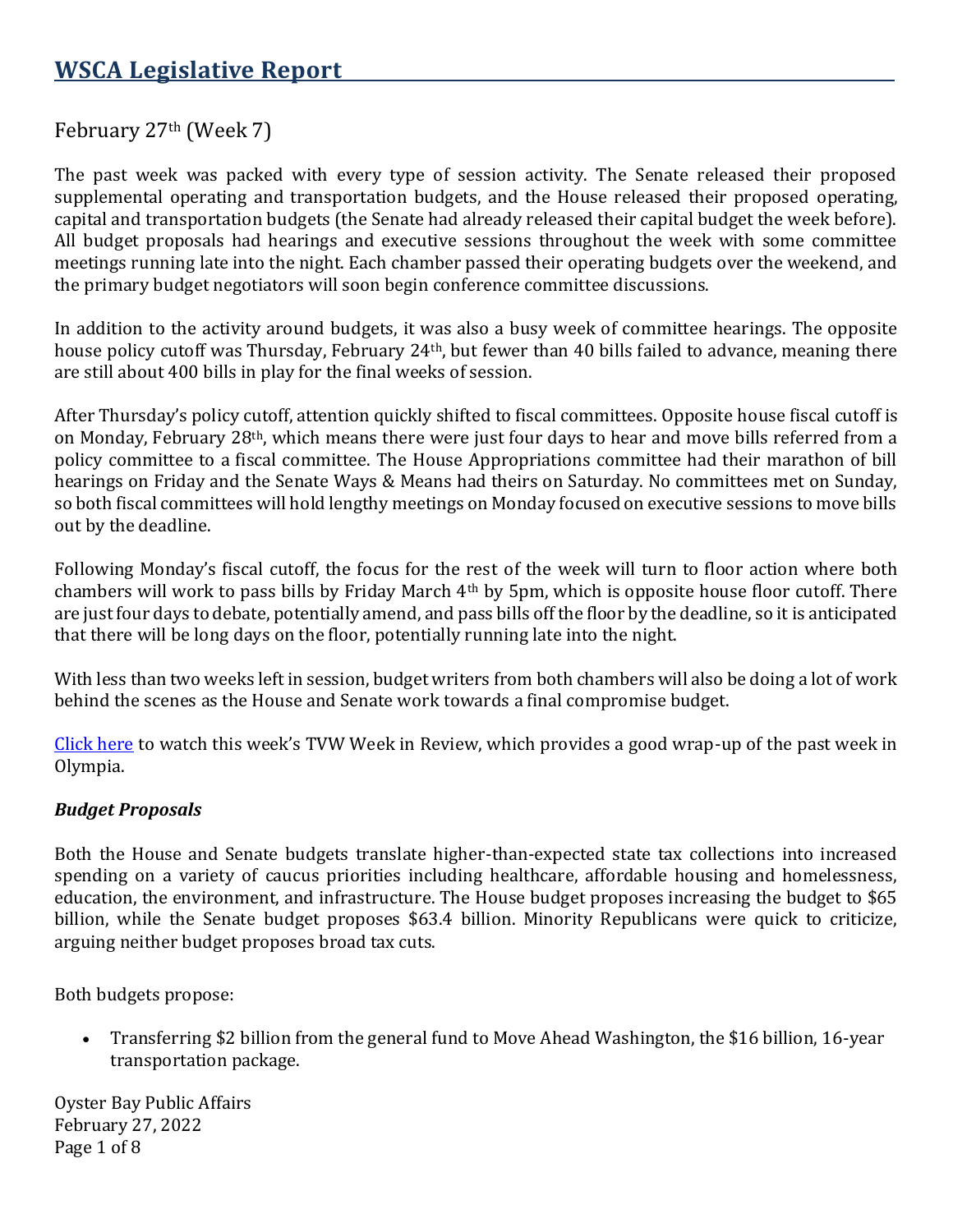# WSCA Legislative Report

February 27th (Week 7)

The past week was packed with every type of session activity. The Senate released their proposed supplemental operating and transportation budgets, and the House released their proposed operating, capital and transportation budgets (the Senate had already released their capital budget the week before). All budget proposals had hearings and executive sessions throughout the week with some committee meetings running late into the night. Each chamber passed their operating budgets over the weekend, and the primary budget negotiators will soon begin conference committee discussions.

In addition to the activity around budgets, it was also a busy week of committee hearings. The opposite house policy cutoff was Thursday, February 24th, but fewer than 40 bills failed to advance, meaning there are still about 400 bills in play for the final weeks of session.

After Thursday's policy cutoff, attention quickly shifted to fiscal committees. Opposite house fiscal cutoff is on Monday, February 28th, which means there were just four days to hear and move bills referred from a policy committee to a fiscal committee. The House Appropriations committee had their marathon of bill hearings on Friday and the Senate Ways & Means had theirs on Saturday. No committees met on Sunday, so both fiscal committees will hold lengthy meetings on Monday focused on executive sessions to move bills out by the deadline.

Following Monday's fiscal cutoff, the focus for the rest of the week will turn to floor action where both chambers will work to pass bills by Friday March 4th by 5pm, which is opposite house floor cutoff. There are just four days to debate, potentially amend, and pass bills off the floor by the deadline, so it is anticipated that there will be long days on the floor, potentially running late into the night.

With less than two weeks left in session, budget writers from both chambers will also be doing a lot of work behind the scenes as the House and Senate work towards a final compromise budget.

Click here to watch this week's TVW Week in Review, which provides a good wrap-up of the past week in Olympia.

### *Budget Proposals*

Both the House and Senate budgets translate higher-than-expected state tax collections into increased spending on a variety of caucus priorities including healthcare, affordable housing and homelessness, education, the environment, and infrastructure. The House budget proposes increasing the budget to $65 billion, while the Senate budget proposes $63.4 billion. Minority Republicans were quick to criticize, arguing neither budget proposes broad tax cuts.

Both budgets propose:

- Transferring $2 billion from the general fund to Move Ahead Washington, the $16 billion, 16-year transportation package.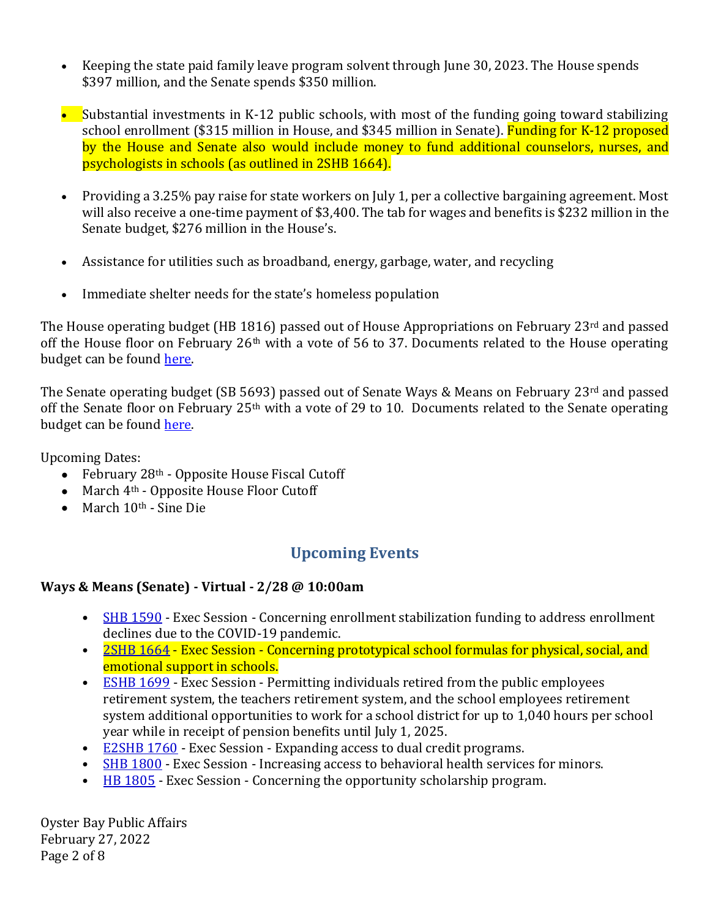- Keeping the state paid family leave program solvent through June 30, 2023. The House spends $397 million, and the Senate spends $350 million.

- Substantial investments in K-12 public schools, with most of the funding going toward stabilizing school enrollment ($315 million in House, and $345 million in Senate). Funding for K-12 proposed by the House and Senate also would include money to fund additional counselors, nurses, and psychologists in schools (as outlined in 2SHB 1664).

- Providing a 3.25% pay raise for state workers on July 1, per a collective bargaining agreement. Most will also receive a one-time payment of $3,400. The tab for wages and benefits is $232 million in the Senate budget, $276 million in the House's.

- Assistance for utilities such as broadband, energy, garbage, water, and recycling

- Immediate shelter needs for the state's homeless population

The House operating budget (HB 1816) passed out of House Appropriations on February 23rd and passed off the House floor on February 26th with a vote of 56 to 37. Documents related to the House operating budget can be found here.

The Senate operating budget (SB 5693) passed out of Senate Ways & Means on February 23rd and passed off the Senate floor on February 25th with a vote of 29 to 10. Documents related to the Senate operating budget can be found here.

Upcoming Dates:

- February 28th - Opposite House Fiscal Cutoff
- March 4th - Opposite House Floor Cutoff
- March 10th - Sine Die

## Upcoming Events

**Ways & Means (Senate) - Virtual - 2/28 @ 10:00am**

- SHB 1590 - Exec Session - Concerning enrollment stabilization funding to address enrollment declines due to the COVID-19 pandemic.
- 2SHB 1664 - Exec Session - Concerning prototypical school formulas for physical, social, and emotional support in schools.
- ESHB 1699 - Exec Session - Permitting individuals retired from the public employees retirement system, the teachers retirement system, and the school employees retirement system additional opportunities to work for a school district for up to 1,040 hours per school year while in receipt of pension benefits until July 1, 2025.
- E2SHB 1760 - Exec Session - Expanding access to dual credit programs.
- SHB 1800 - Exec Session - Increasing access to behavioral health services for minors.
- HB 1805 - Exec Session - Concerning the opportunity scholarship program.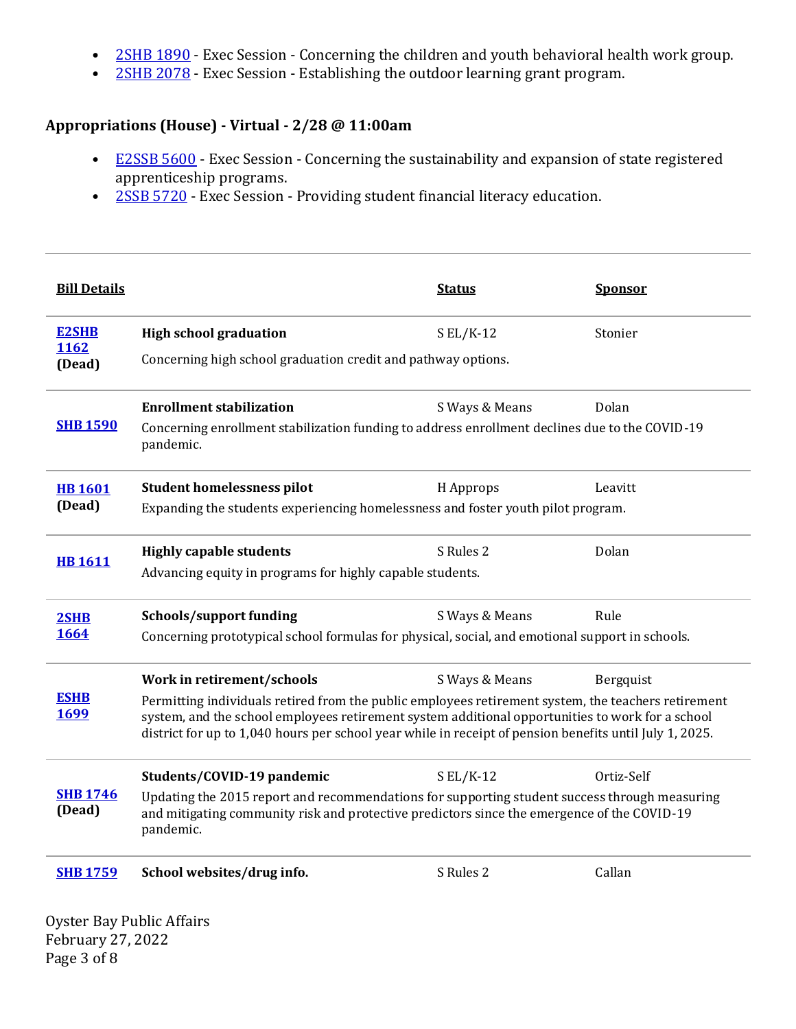- 2SHB 1890 - Exec Session - Concerning the children and youth behavioral health work group.
- 2SHB 2078 - Exec Session - Establishing the outdoor learning grant program.

### Appropriations (House) - Virtual - 2/28 @ 11:00am

- E2SSB 5600 - Exec Session - Concerning the sustainability and expansion of state registered apprenticeship programs.
- 2SSB 5720 - Exec Session - Providing student financial literacy education.

---

| Bill Details | | Status | Sponsor |
|---|---|---|---|
| **E2SHB 1162 (Dead)** | **High school graduation**<br>Concerning high school graduation credit and pathway options. | S EL/K-12 | Stonier |
| **SHB 1590** | **Enrollment stabilization**<br>Concerning enrollment stabilization funding to address enrollment declines due to the COVID-19 pandemic. | S Ways & Means | Dolan |
| **HB 1601 (Dead)** | **Student homelessness pilot**<br>Expanding the students experiencing homelessness and foster youth pilot program. | H Approps | Leavitt |
| **HB 1611** | **Highly capable students**<br>Advancing equity in programs for highly capable students. | S Rules 2 | Dolan |
| **2SHB 1664** | **Schools/support funding**<br>Concerning prototypical school formulas for physical, social, and emotional support in schools. | S Ways & Means | Rule |
| **ESHB 1699** | **Work in retirement/schools**<br>Permitting individuals retired from the public employees retirement system, the teachers retirement system, and the school employees retirement system additional opportunities to work for a school district for up to 1,040 hours per school year while in receipt of pension benefits until July 1, 2025. | S Ways & Means | Bergquist |
| **SHB 1746 (Dead)** | **Students/COVID-19 pandemic**<br>Updating the 2015 report and recommendations for supporting student success through measuring and mitigating community risk and protective predictors since the emergence of the COVID-19 pandemic. | S EL/K-12 | Ortiz-Self |
| **SHB 1759** | **School websites/drug info.** | S Rules 2 | Callan |

Oyster Bay Public Affairs
February 27, 2022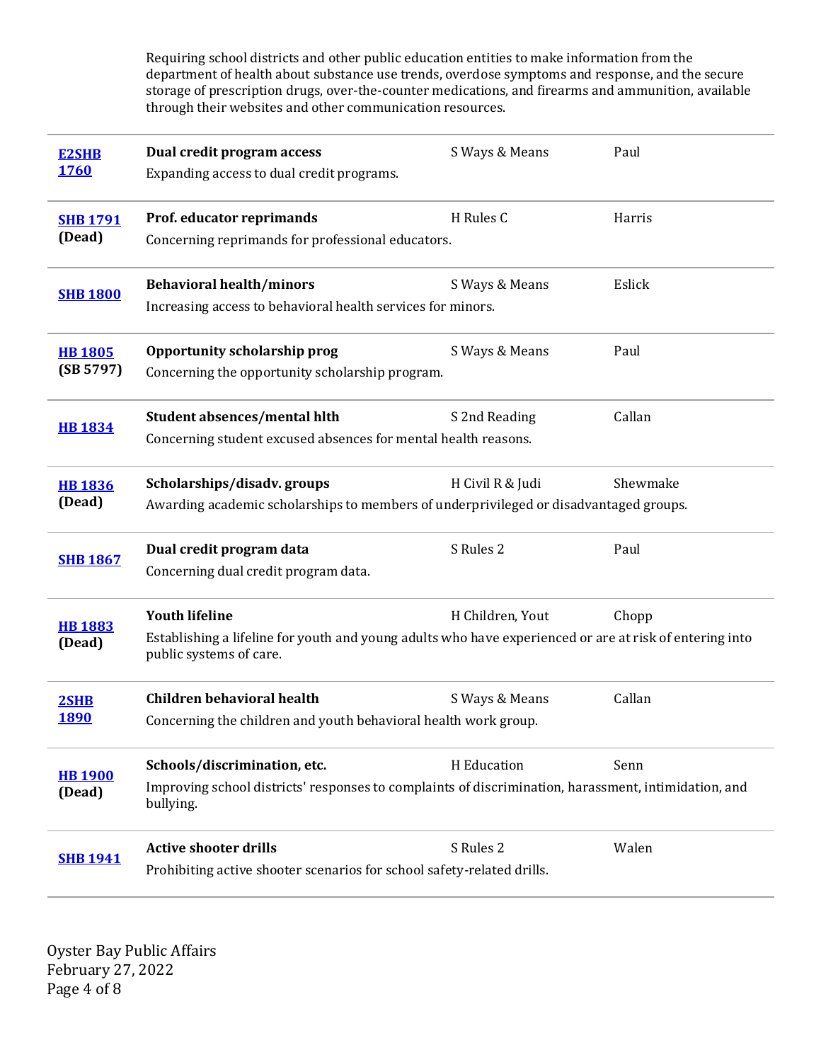Requiring school districts and other public education entities to make information from the department of health about substance use trends, overdose symptoms and response, and the secure storage of prescription drugs, over-the-counter medications, and firearms and ammunition, available through their websites and other communication resources.

| | | | |
|---|---|---|---|
| E2SHB 1760 | **Dual credit program access**<br>Expanding access to dual credit programs. | S Ways & Means | Paul |
| SHB 1791 (Dead) | **Prof. educator reprimands**<br>Concerning reprimands for professional educators. | H Rules C | Harris |
| SHB 1800 | **Behavioral health/minors**<br>Increasing access to behavioral health services for minors. | S Ways & Means | Eslick |
| HB 1805 (SB 5797) | **Opportunity scholarship prog**<br>Concerning the opportunity scholarship program. | S Ways & Means | Paul |
| HB 1834 | **Student absences/mental hlth**<br>Concerning student excused absences for mental health reasons. | S 2nd Reading | Callan |
| HB 1836 (Dead) | **Scholarships/disadv. groups**<br>Awarding academic scholarships to members of underprivileged or disadvantaged groups. | H Civil R & Judi | Shewmake |
| SHB 1867 | **Dual credit program data**<br>Concerning dual credit program data. | S Rules 2 | Paul |
| HB 1883 (Dead) | **Youth lifeline**<br>Establishing a lifeline for youth and young adults who have experienced or are at risk of entering into public systems of care. | H Children, Yout | Chopp |
| 2SHB 1890 | **Children behavioral health**<br>Concerning the children and youth behavioral health work group. | S Ways & Means | Callan |
| HB 1900 (Dead) | **Schools/discrimination, etc.**<br>Improving school districts' responses to complaints of discrimination, harassment, intimidation, and bullying. | H Education | Senn |
| SHB 1941 | **Active shooter drills**<br>Prohibiting active shooter scenarios for school safety-related drills. | S Rules 2 | Walen |

Oyster Bay Public Affairs
February 27, 2022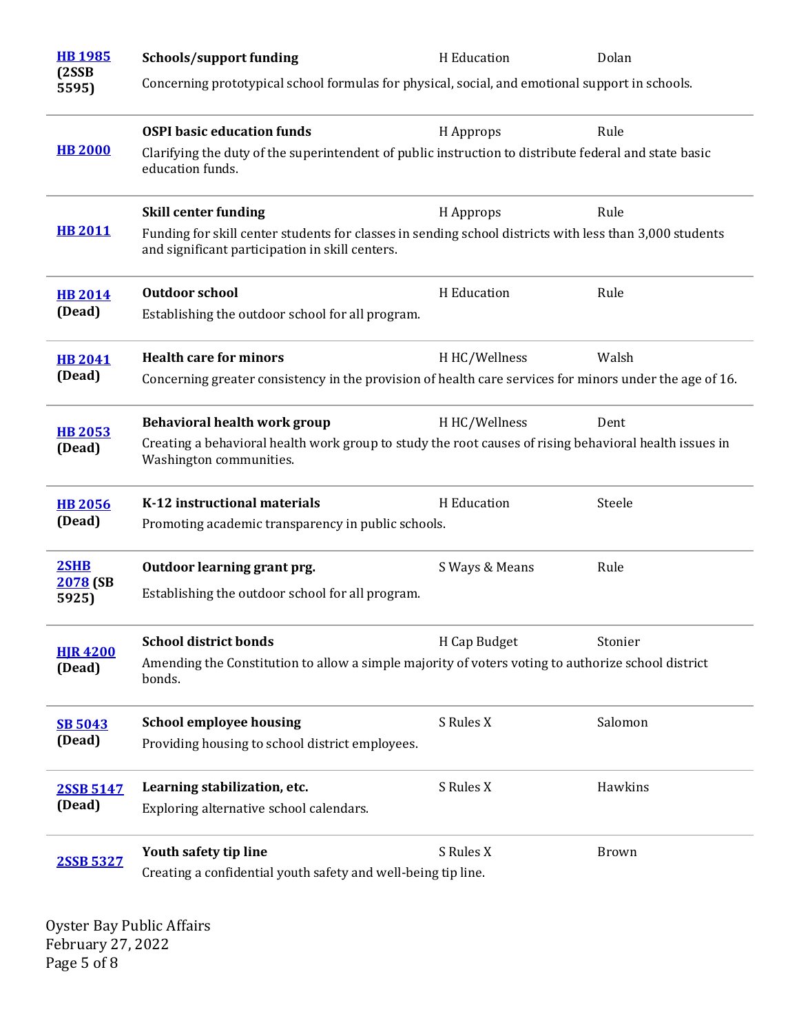| | | | |
|---|---|---|---|
| HB 1985 (2SSB 5595) | **Schools/support funding**<br>Concerning prototypical school formulas for physical, social, and emotional support in schools. | H Education | Dolan |
| HB 2000 | **OSPI basic education funds**<br>Clarifying the duty of the superintendent of public instruction to distribute federal and state basic education funds. | H Approps | Rule |
| HB 2011 | **Skill center funding**<br>Funding for skill center students for classes in sending school districts with less than 3,000 students and significant participation in skill centers. | H Approps | Rule |
| HB 2014 **(Dead)** | **Outdoor school**<br>Establishing the outdoor school for all program. | H Education | Rule |
| HB 2041 **(Dead)** | **Health care for minors**<br>Concerning greater consistency in the provision of health care services for minors under the age of 16. | H HC/Wellness | Walsh |
| HB 2053 **(Dead)** | **Behavioral health work group**<br>Creating a behavioral health work group to study the root causes of rising behavioral health issues in Washington communities. | H HC/Wellness | Dent |
| HB 2056 **(Dead)** | **K-12 instructional materials**<br>Promoting academic transparency in public schools. | H Education | Steele |
| 2SHB 2078 **(SB 5925)** | **Outdoor learning grant prg.**<br>Establishing the outdoor school for all program. | S Ways & Means | Rule |
| HJR 4200 **(Dead)** | **School district bonds**<br>Amending the Constitution to allow a simple majority of voters voting to authorize school district bonds. | H Cap Budget | Stonier |
| SB 5043 **(Dead)** | **School employee housing**<br>Providing housing to school district employees. | S Rules X | Salomon |
| 2SSB 5147 **(Dead)** | **Learning stabilization, etc.**<br>Exploring alternative school calendars. | S Rules X | Hawkins |
| 2SSB 5327 | **Youth safety tip line**<br>Creating a confidential youth safety and well-being tip line. | S Rules X | Brown |

Oyster Bay Public Affairs
February 27, 2022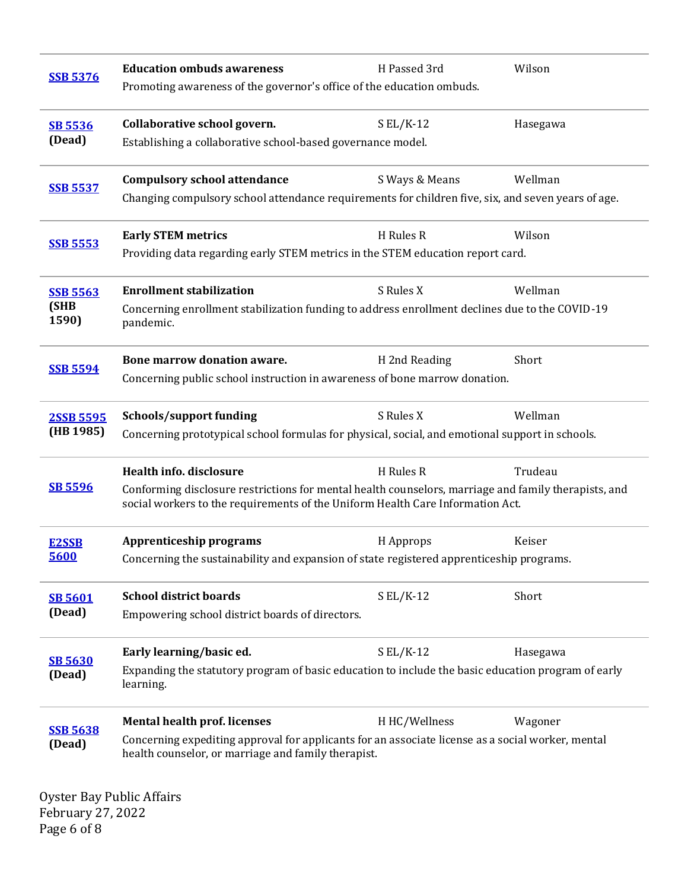| | | | |
|---|---|---|---|
| **SSB 5376** | **Education ombuds awareness**<br>Promoting awareness of the governor's office of the education ombuds. | H Passed 3rd | Wilson |
| **SB 5536 (Dead)** | **Collaborative school govern.**<br>Establishing a collaborative school-based governance model. | S EL/K-12 | Hasegawa |
| **SSB 5537** | **Compulsory school attendance**<br>Changing compulsory school attendance requirements for children five, six, and seven years of age. | S Ways & Means | Wellman |
| **SSB 5553** | **Early STEM metrics**<br>Providing data regarding early STEM metrics in the STEM education report card. | H Rules R | Wilson |
| **SSB 5563 (SHB 1590)** | **Enrollment stabilization**<br>Concerning enrollment stabilization funding to address enrollment declines due to the COVID-19 pandemic. | S Rules X | Wellman |
| **SSB 5594** | **Bone marrow donation aware.**<br>Concerning public school instruction in awareness of bone marrow donation. | H 2nd Reading | Short |
| **2SSB 5595 (HB 1985)** | **Schools/support funding**<br>Concerning prototypical school formulas for physical, social, and emotional support in schools. | S Rules X | Wellman |
| **SB 5596** | **Health info. disclosure**<br>Conforming disclosure restrictions for mental health counselors, marriage and family therapists, and social workers to the requirements of the Uniform Health Care Information Act. | H Rules R | Trudeau |
| **E2SSB 5600** | **Apprenticeship programs**<br>Concerning the sustainability and expansion of state registered apprenticeship programs. | H Approps | Keiser |
| **SB 5601 (Dead)** | **School district boards**<br>Empowering school district boards of directors. | S EL/K-12 | Short |
| **SB 5630 (Dead)** | **Early learning/basic ed.**<br>Expanding the statutory program of basic education to include the basic education program of early learning. | S EL/K-12 | Hasegawa |
| **SSB 5638 (Dead)** | **Mental health prof. licenses**<br>Concerning expediting approval for applicants for an associate license as a social worker, mental health counselor, or marriage and family therapist. | H HC/Wellness | Wagoner |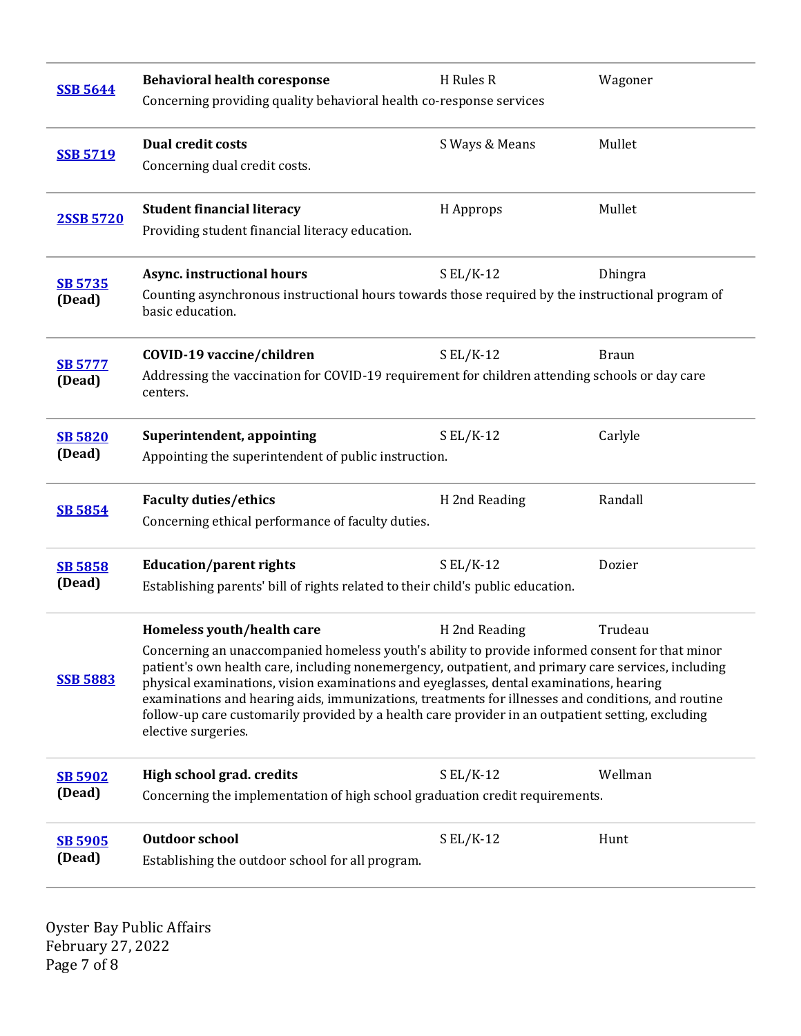| | | | |
|---|---|---|---|
| **SSB 5644** | **Behavioral health coresponse**<br>Concerning providing quality behavioral health co-response services | H Rules R | Wagoner |
| **SSB 5719** | **Dual credit costs**<br>Concerning dual credit costs. | S Ways & Means | Mullet |
| **2SSB 5720** | **Student financial literacy**<br>Providing student financial literacy education. | H Approps | Mullet |
| **SB 5735** **(Dead)** | **Async. instructional hours**<br>Counting asynchronous instructional hours towards those required by the instructional program of basic education. | S EL/K-12 | Dhingra |
| **SB 5777** **(Dead)** | **COVID-19 vaccine/children**<br>Addressing the vaccination for COVID-19 requirement for children attending schools or day care centers. | S EL/K-12 | Braun |
| **SB 5820** **(Dead)** | **Superintendent, appointing**<br>Appointing the superintendent of public instruction. | S EL/K-12 | Carlyle |
| **SB 5854** | **Faculty duties/ethics**<br>Concerning ethical performance of faculty duties. | H 2nd Reading | Randall |
| **SB 5858** **(Dead)** | **Education/parent rights**<br>Establishing parents' bill of rights related to their child's public education. | S EL/K-12 | Dozier |
| **SSB 5883** | **Homeless youth/health care**<br>Concerning an unaccompanied homeless youth's ability to provide informed consent for that minor patient's own health care, including nonemergency, outpatient, and primary care services, including physical examinations, vision examinations and eyeglasses, dental examinations, hearing examinations and hearing aids, immunizations, treatments for illnesses and conditions, and routine follow-up care customarily provided by a health care provider in an outpatient setting, excluding elective surgeries. | H 2nd Reading | Trudeau |
| **SB 5902** **(Dead)** | **High school grad. credits**<br>Concerning the implementation of high school graduation credit requirements. | S EL/K-12 | Wellman |
| **SB 5905** **(Dead)** | **Outdoor school**<br>Establishing the outdoor school for all program. | S EL/K-12 | Hunt |

Oyster Bay Public Affairs
February 27, 2022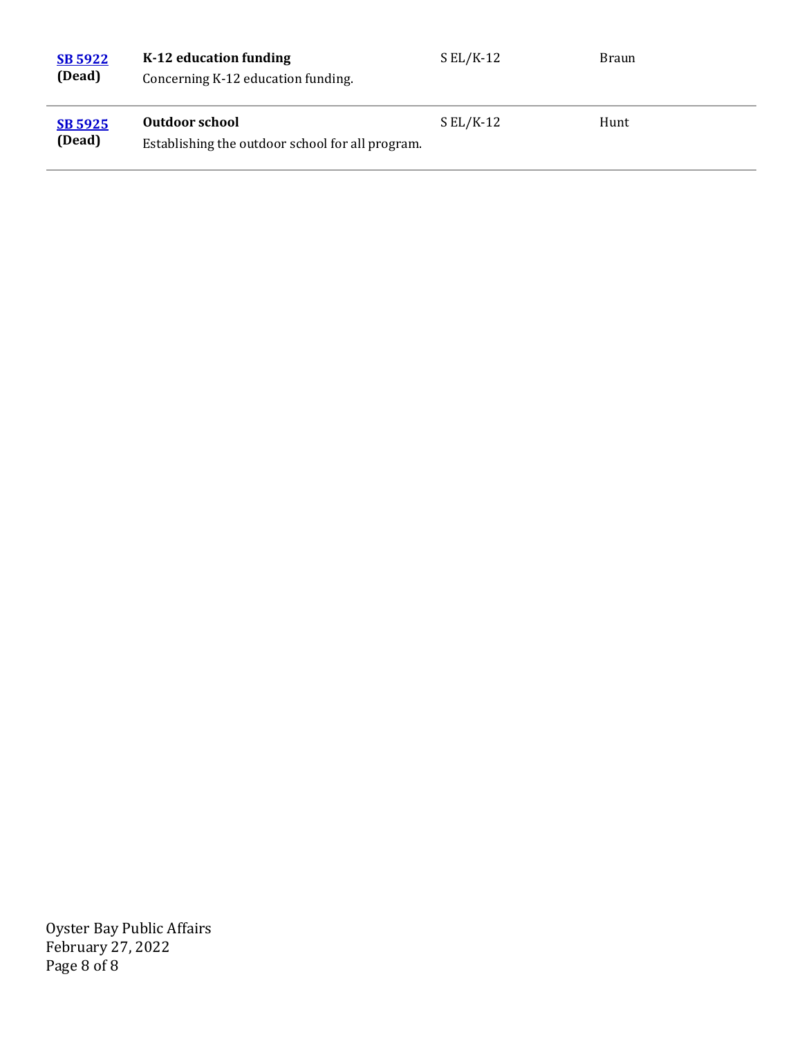| | | | |
|---|---|---|---|
| **SB 5922** **(Dead)** | **K-12 education funding** Concerning K-12 education funding. | S EL/K-12 | Braun |
| **SB 5925** **(Dead)** | **Outdoor school** Establishing the outdoor school for all program. | S EL/K-12 | Hunt |